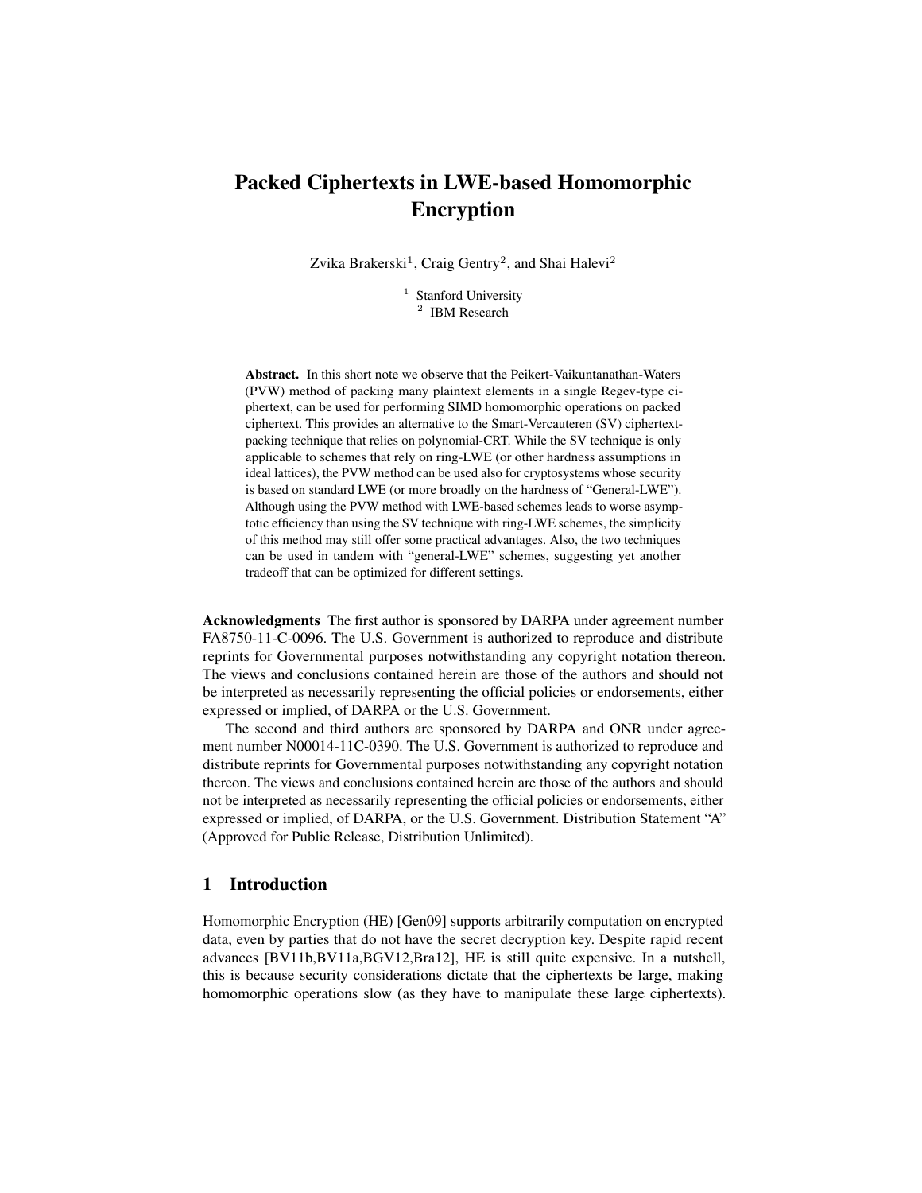# Packed Ciphertexts in LWE-based Homomorphic Encryption

Zvika Brakerski[1], Craig Gentry[2], and Shai Halevi[2]

[1] Stanford University
[2] IBM Research

**Abstract.** In this short note we observe that the Peikert-Vaikuntanathan-Waters (PVW) method of packing many plaintext elements in a single Regev-type ciphertext, can be used for performing SIMD homomorphic operations on packed ciphertext. This provides an alternative to the Smart-Vercauteren (SV) ciphertext-packing technique that relies on polynomial-CRT. While the SV technique is only applicable to schemes that rely on ring-LWE (or other hardness assumptions in ideal lattices), the PVW method can be used also for cryptosystems whose security is based on standard LWE (or more broadly on the hardness of "General-LWE"). Although using the PVW method with LWE-based schemes leads to worse asymptotic efficiency than using the SV technique with ring-LWE schemes, the simplicity of this method may still offer some practical advantages. Also, the two techniques can be used in tandem with "general-LWE" schemes, suggesting yet another tradeoff that can be optimized for different settings.

**Acknowledgments** The first author is sponsored by DARPA under agreement number FA8750-11-C-0096. The U.S. Government is authorized to reproduce and distribute reprints for Governmental purposes notwithstanding any copyright notation thereon. The views and conclusions contained herein are those of the authors and should not be interpreted as necessarily representing the official policies or endorsements, either expressed or implied, of DARPA or the U.S. Government.

The second and third authors are sponsored by DARPA and ONR under agreement number N00014-11C-0390. The U.S. Government is authorized to reproduce and distribute reprints for Governmental purposes notwithstanding any copyright notation thereon. The views and conclusions contained herein are those of the authors and should not be interpreted as necessarily representing the official policies or endorsements, either expressed or implied, of DARPA, or the U.S. Government. Distribution Statement "A" (Approved for Public Release, Distribution Unlimited).

## 1 Introduction

Homomorphic Encryption (HE) [Gen09] supports arbitrarily computation on encrypted data, even by parties that do not have the secret decryption key. Despite rapid recent advances [BV11b,BV11a,BGV12,Bra12], HE is still quite expensive. In a nutshell, this is because security considerations dictate that the ciphertexts be large, making homomorphic operations slow (as they have to manipulate these large ciphertexts).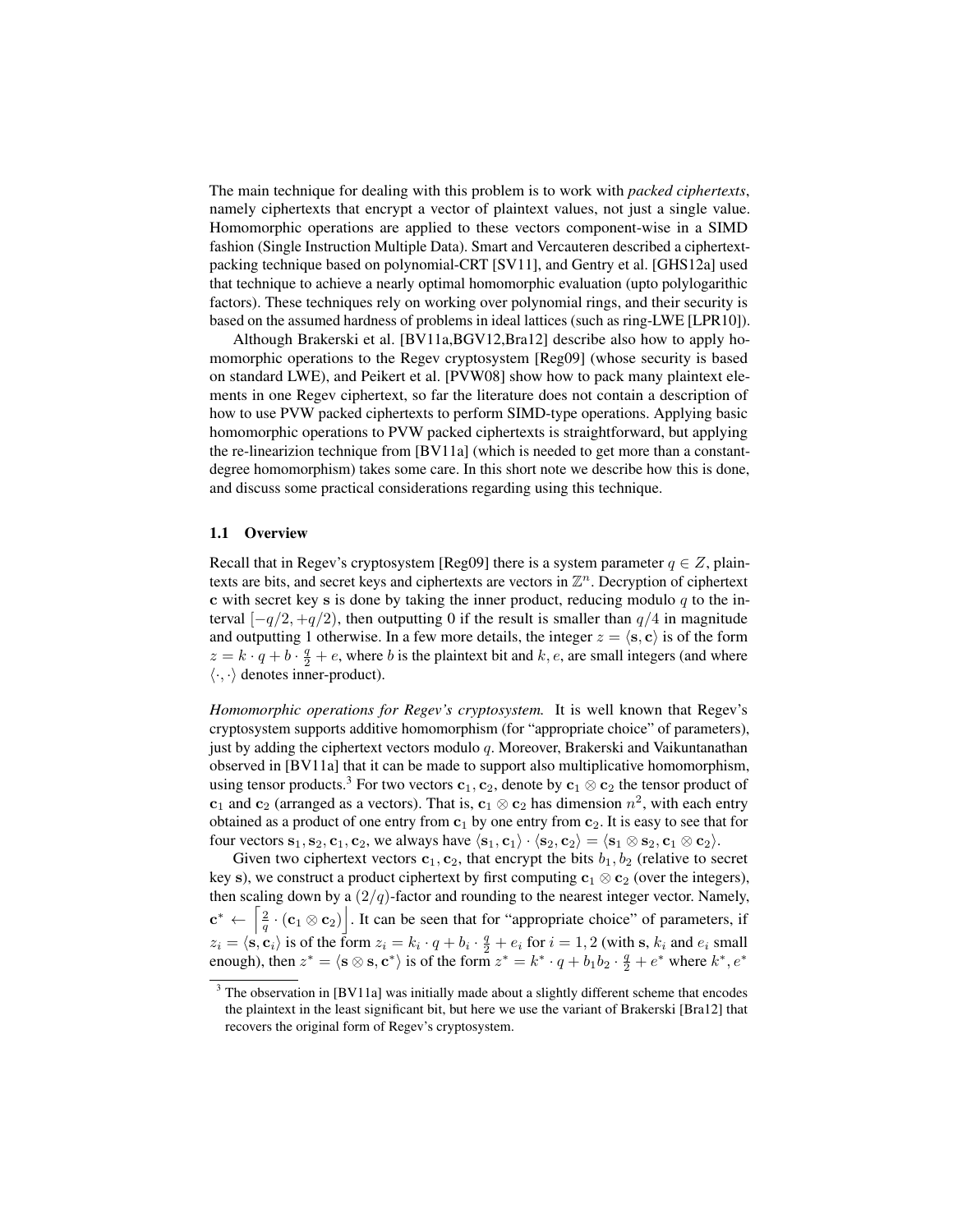The main technique for dealing with this problem is to work with *packed ciphertexts*, namely ciphertexts that encrypt a vector of plaintext values, not just a single value. Homomorphic operations are applied to these vectors component-wise in a SIMD fashion (Single Instruction Multiple Data). Smart and Vercauteren described a ciphertext-packing technique based on polynomial-CRT [SV11], and Gentry et al. [GHS12a] used that technique to achieve a nearly optimal homomorphic evaluation (upto polylogarithic factors). These techniques rely on working over polynomial rings, and their security is based on the assumed hardness of problems in ideal lattices (such as ring-LWE [LPR10]).

Although Brakerski et al. [BV11a,BGV12,Bra12] describe also how to apply homomorphic operations to the Regev cryptosystem [Reg09] (whose security is based on standard LWE), and Peikert et al. [PVW08] show how to pack many plaintext elements in one Regev ciphertext, so far the literature does not contain a description of how to use PVW packed ciphertexts to perform SIMD-type operations. Applying basic homomorphic operations to PVW packed ciphertexts is straightforward, but applying the re-linearizion technique from [BV11a] (which is needed to get more than a constant-degree homomorphism) takes some care. In this short note we describe how this is done, and discuss some practical considerations regarding using this technique.

### 1.1 Overview

Recall that in Regev's cryptosystem [Reg09] there is a system parameter $q \in Z$, plaintexts are bits, and secret keys and ciphertexts are vectors in $\mathbb{Z}^n$. Decryption of ciphertext $\mathbf{c}$ with secret key $\mathbf{s}$ is done by taking the inner product, reducing modulo $q$ to the interval $[-q/2, +q/2)$, then outputting 0 if the result is smaller than $q/4$ in magnitude and outputting 1 otherwise. In a few more details, the integer $z = \langle \mathbf{s}, \mathbf{c} \rangle$ is of the form $z = k \cdot q + b \cdot \frac{q}{2} + e$, where $b$ is the plaintext bit and $k, e$, are small integers (and where $\langle \cdot, \cdot \rangle$ denotes inner-product).

*Homomorphic operations for Regev's cryptosystem.* It is well known that Regev's cryptosystem supports additive homomorphism (for "appropriate choice" of parameters), just by adding the ciphertext vectors modulo $q$. Moreover, Brakerski and Vaikuntanathan observed in [BV11a] that it can be made to support also multiplicative homomorphism, using tensor products.[3] For two vectors $\mathbf{c}_1, \mathbf{c}_2$, denote by $\mathbf{c}_1 \otimes \mathbf{c}_2$ the tensor product of $\mathbf{c}_1$ and $\mathbf{c}_2$ (arranged as a vectors). That is, $\mathbf{c}_1 \otimes \mathbf{c}_2$ has dimension $n^2$, with each entry obtained as a product of one entry from $\mathbf{c}_1$ by one entry from $\mathbf{c}_2$. It is easy to see that for four vectors $\mathbf{s}_1, \mathbf{s}_2, \mathbf{c}_1, \mathbf{c}_2$, we always have $\langle \mathbf{s}_1, \mathbf{c}_1 \rangle \cdot \langle \mathbf{s}_2, \mathbf{c}_2 \rangle = \langle \mathbf{s}_1 \otimes \mathbf{s}_2, \mathbf{c}_1 \otimes \mathbf{c}_2 \rangle$.

Given two ciphertext vectors $\mathbf{c}_1, \mathbf{c}_2$, that encrypt the bits $b_1, b_2$ (relative to secret key $\mathbf{s}$), we construct a product ciphertext by first computing $\mathbf{c}_1 \otimes \mathbf{c}_2$ (over the integers), then scaling down by a $(2/q)$-factor and rounding to the nearest integer vector. Namely, $\mathbf{c}^* \leftarrow \left\lceil \frac{2}{q} \cdot (\mathbf{c}_1 \otimes \mathbf{c}_2) \right\rfloor$. It can be seen that for "appropriate choice" of parameters, if $z_i = \langle \mathbf{s}, \mathbf{c}_i \rangle$ is of the form $z_i = k_i \cdot q + b_i \cdot \frac{q}{2} + e_i$ for $i = 1, 2$ (with $\mathbf{s}$, $k_i$ and $e_i$ small enough), then $z^* = \langle \mathbf{s} \otimes \mathbf{s}, \mathbf{c}^* \rangle$ is of the form $z^* = k^* \cdot q + b_1 b_2 \cdot \frac{q}{2} + e^*$ where $k^*, e^*$

[3] The observation in [BV11a] was initially made about a slightly different scheme that encodes the plaintext in the least significant bit, but here we use the variant of Brakerski [Bra12] that recovers the original form of Regev's cryptosystem.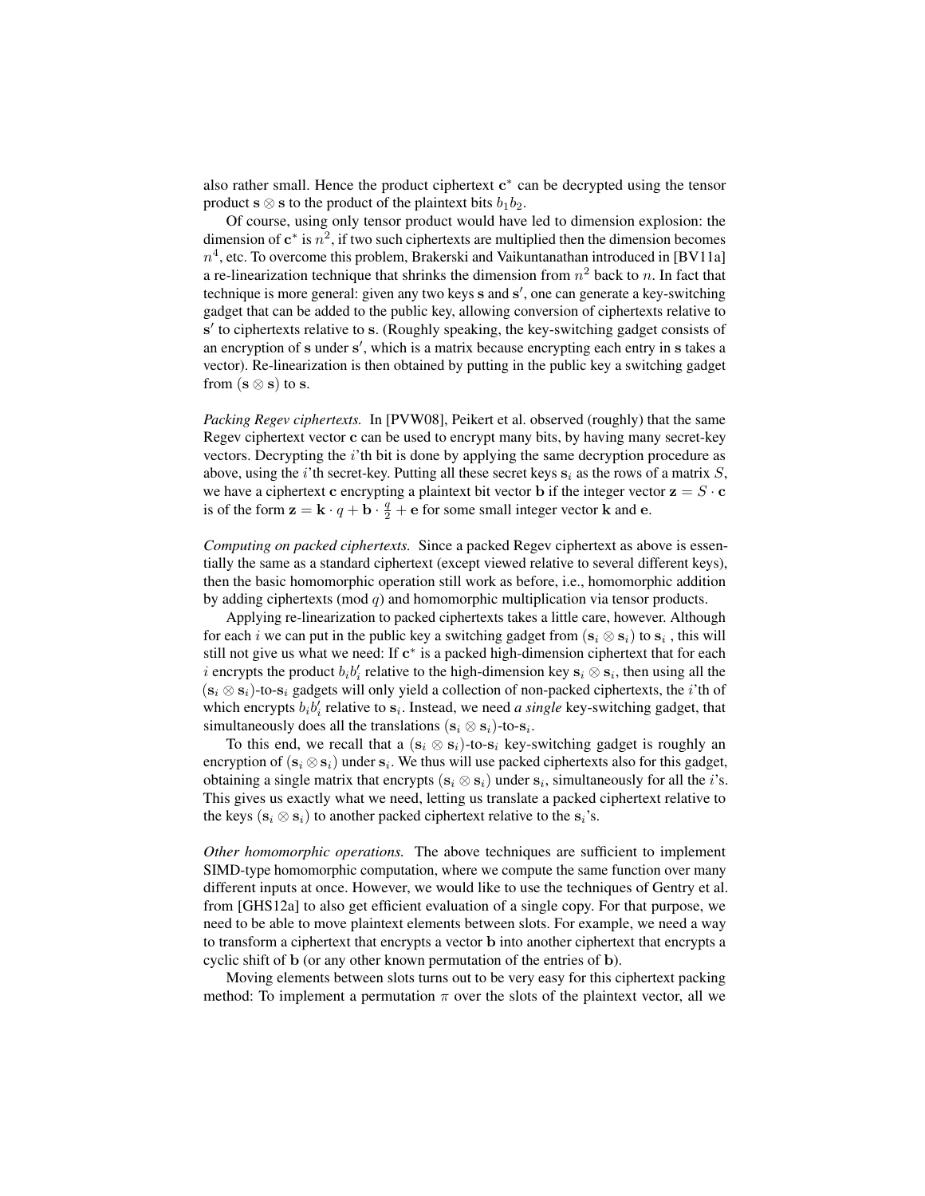also rather small. Hence the product ciphertext $\mathbf{c}^*$ can be decrypted using the tensor product $\mathbf{s} \otimes \mathbf{s}$ to the product of the plaintext bits $b_1 b_2$.

Of course, using only tensor product would have led to dimension explosion: the dimension of $\mathbf{c}^*$ is $n^2$, if two such ciphertexts are multiplied then the dimension becomes $n^4$, etc. To overcome this problem, Brakerski and Vaikuntanathan introduced in [BV11a] a re-linearization technique that shrinks the dimension from $n^2$ back to $n$. In fact that technique is more general: given any two keys $\mathbf{s}$ and $\mathbf{s}'$, one can generate a key-switching gadget that can be added to the public key, allowing conversion of ciphertexts relative to $\mathbf{s}'$ to ciphertexts relative to $\mathbf{s}$. (Roughly speaking, the key-switching gadget consists of an encryption of $\mathbf{s}$ under $\mathbf{s}'$, which is a matrix because encrypting each entry in $\mathbf{s}$ takes a vector). Re-linearization is then obtained by putting in the public key a switching gadget from $(\mathbf{s} \otimes \mathbf{s})$ to $\mathbf{s}$.

*Packing Regev ciphertexts.* In [PVW08], Peikert et al. observed (roughly) that the same Regev ciphertext vector $\mathbf{c}$ can be used to encrypt many bits, by having many secret-key vectors. Decrypting the $i$'th bit is done by applying the same decryption procedure as above, using the $i$'th secret-key. Putting all these secret keys $\mathbf{s}_i$ as the rows of a matrix $S$, we have a ciphertext $\mathbf{c}$ encrypting a plaintext bit vector $\mathbf{b}$ if the integer vector $\mathbf{z} = S \cdot \mathbf{c}$ is of the form $\mathbf{z} = \mathbf{k} \cdot q + \mathbf{b} \cdot \frac{q}{2} + \mathbf{e}$ for some small integer vector $\mathbf{k}$ and $\mathbf{e}$.

*Computing on packed ciphertexts.* Since a packed Regev ciphertext as above is essentially the same as a standard ciphertext (except viewed relative to several different keys), then the basic homomorphic operation still work as before, i.e., homomorphic addition by adding ciphertexts (mod $q$) and homomorphic multiplication via tensor products.

Applying re-linearization to packed ciphertexts takes a little care, however. Although for each $i$ we can put in the public key a switching gadget from $(\mathbf{s}_i \otimes \mathbf{s}_i)$ to $\mathbf{s}_i$ , this will still not give us what we need: If $\mathbf{c}^*$ is a packed high-dimension ciphertext that for each $i$ encrypts the product $b_i b_i'$ relative to the high-dimension key $\mathbf{s}_i \otimes \mathbf{s}_i$, then using all the $(\mathbf{s}_i \otimes \mathbf{s}_i)$-to-$\mathbf{s}_i$ gadgets will only yield a collection of non-packed ciphertexts, the $i$'th of which encrypts $b_i b_i'$ relative to $\mathbf{s}_i$. Instead, we need *a single* key-switching gadget, that simultaneously does all the translations $(\mathbf{s}_i \otimes \mathbf{s}_i)$-to-$\mathbf{s}_i$.

To this end, we recall that a $(\mathbf{s}_i \otimes \mathbf{s}_i)$-to-$\mathbf{s}_i$ key-switching gadget is roughly an encryption of $(\mathbf{s}_i \otimes \mathbf{s}_i)$ under $\mathbf{s}_i$. We thus will use packed ciphertexts also for this gadget, obtaining a single matrix that encrypts $(\mathbf{s}_i \otimes \mathbf{s}_i)$ under $\mathbf{s}_i$, simultaneously for all the $i$'s. This gives us exactly what we need, letting us translate a packed ciphertext relative to the keys $(\mathbf{s}_i \otimes \mathbf{s}_i)$ to another packed ciphertext relative to the $\mathbf{s}_i$'s.

*Other homomorphic operations.* The above techniques are sufficient to implement SIMD-type homomorphic computation, where we compute the same function over many different inputs at once. However, we would like to use the techniques of Gentry et al. from [GHS12a] to also get efficient evaluation of a single copy. For that purpose, we need to be able to move plaintext elements between slots. For example, we need a way to transform a ciphertext that encrypts a vector $\mathbf{b}$ into another ciphertext that encrypts a cyclic shift of $\mathbf{b}$ (or any other known permutation of the entries of $\mathbf{b}$).

Moving elements between slots turns out to be very easy for this ciphertext packing method: To implement a permutation $\pi$ over the slots of the plaintext vector, all we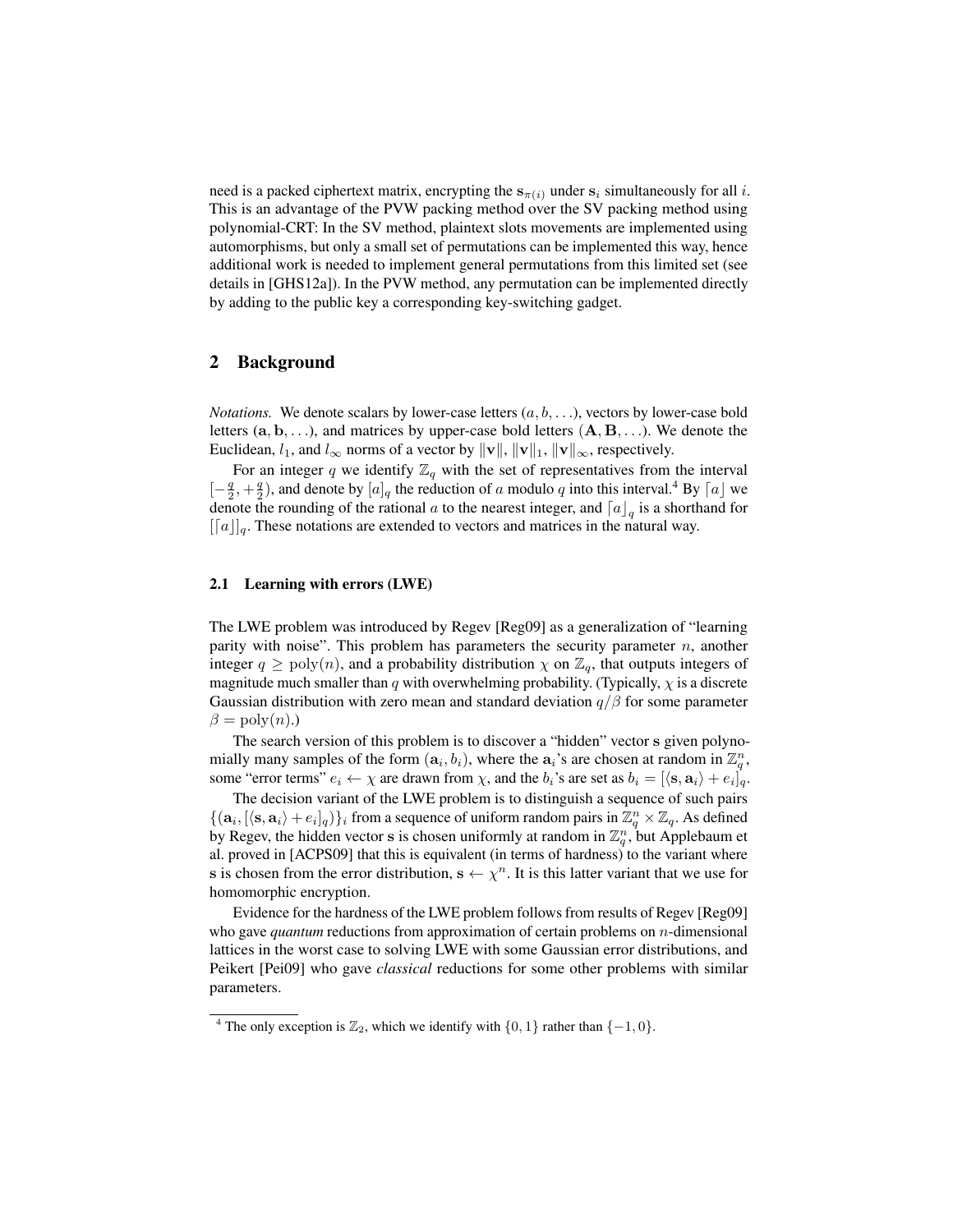need is a packed ciphertext matrix, encrypting the $\mathbf{s}_{\pi(i)}$ under $\mathbf{s}_i$ simultaneously for all $i$. This is an advantage of the PVW packing method over the SV packing method using polynomial-CRT: In the SV method, plaintext slots movements are implemented using automorphisms, but only a small set of permutations can be implemented this way, hence additional work is needed to implement general permutations from this limited set (see details in [GHS12a]). In the PVW method, any permutation can be implemented directly by adding to the public key a corresponding key-switching gadget.

## 2 Background

*Notations.* We denote scalars by lower-case letters $(a, b, \ldots)$, vectors by lower-case bold letters $(\mathbf{a}, \mathbf{b}, \ldots)$, and matrices by upper-case bold letters $(\mathbf{A}, \mathbf{B}, \ldots)$. We denote the Euclidean, $l_1$, and $l_\infty$ norms of a vector by $\|\mathbf{v}\|$, $\|\mathbf{v}\|_1$, $\|\mathbf{v}\|_\infty$, respectively.

For an integer $q$ we identify $\mathbb{Z}_q$ with the set of representatives from the interval $[-\frac{q}{2}, +\frac{q}{2})$, and denote by $[a]_q$ the reduction of $a$ modulo $q$ into this interval.[4] By $\lceil a \rfloor$ we denote the rounding of the rational $a$ to the nearest integer, and $\lceil a \rfloor_q$ is a shorthand for $[\lceil a \rfloor]_q$. These notations are extended to vectors and matrices in the natural way.

### 2.1 Learning with errors (LWE)

The LWE problem was introduced by Regev [Reg09] as a generalization of "learning parity with noise". This problem has parameters the security parameter $n$, another integer $q \geq \mathrm{poly}(n)$, and a probability distribution $\chi$ on $\mathbb{Z}_q$, that outputs integers of magnitude much smaller than $q$ with overwhelming probability. (Typically, $\chi$ is a discrete Gaussian distribution with zero mean and standard deviation $q/\beta$ for some parameter $\beta = \mathrm{poly}(n)$.)

The search version of this problem is to discover a "hidden" vector $\mathbf{s}$ given polynomially many samples of the form $(\mathbf{a}_i, b_i)$, where the $\mathbf{a}_i$'s are chosen at random in $\mathbb{Z}_q^n$, some "error terms" $e_i \leftarrow \chi$ are drawn from $\chi$, and the $b_i$'s are set as $b_i = [\langle \mathbf{s}, \mathbf{a}_i \rangle + e_i]_q$.

The decision variant of the LWE problem is to distinguish a sequence of such pairs $\{(\mathbf{a}_i, [\langle \mathbf{s}, \mathbf{a}_i \rangle + e_i]_q)\}_i$ from a sequence of uniform random pairs in $\mathbb{Z}_q^n \times \mathbb{Z}_q$. As defined by Regev, the hidden vector $\mathbf{s}$ is chosen uniformly at random in $\mathbb{Z}_q^n$, but Applebaum et al. proved in [ACPS09] that this is equivalent (in terms of hardness) to the variant where $\mathbf{s}$ is chosen from the error distribution, $\mathbf{s} \leftarrow \chi^n$. It is this latter variant that we use for homomorphic encryption.

Evidence for the hardness of the LWE problem follows from results of Regev [Reg09] who gave *quantum* reductions from approximation of certain problems on $n$-dimensional lattices in the worst case to solving LWE with some Gaussian error distributions, and Peikert [Pei09] who gave *classical* reductions for some other problems with similar parameters.

---

[4] The only exception is $\mathbb{Z}_2$, which we identify with $\{0, 1\}$ rather than $\{-1, 0\}$.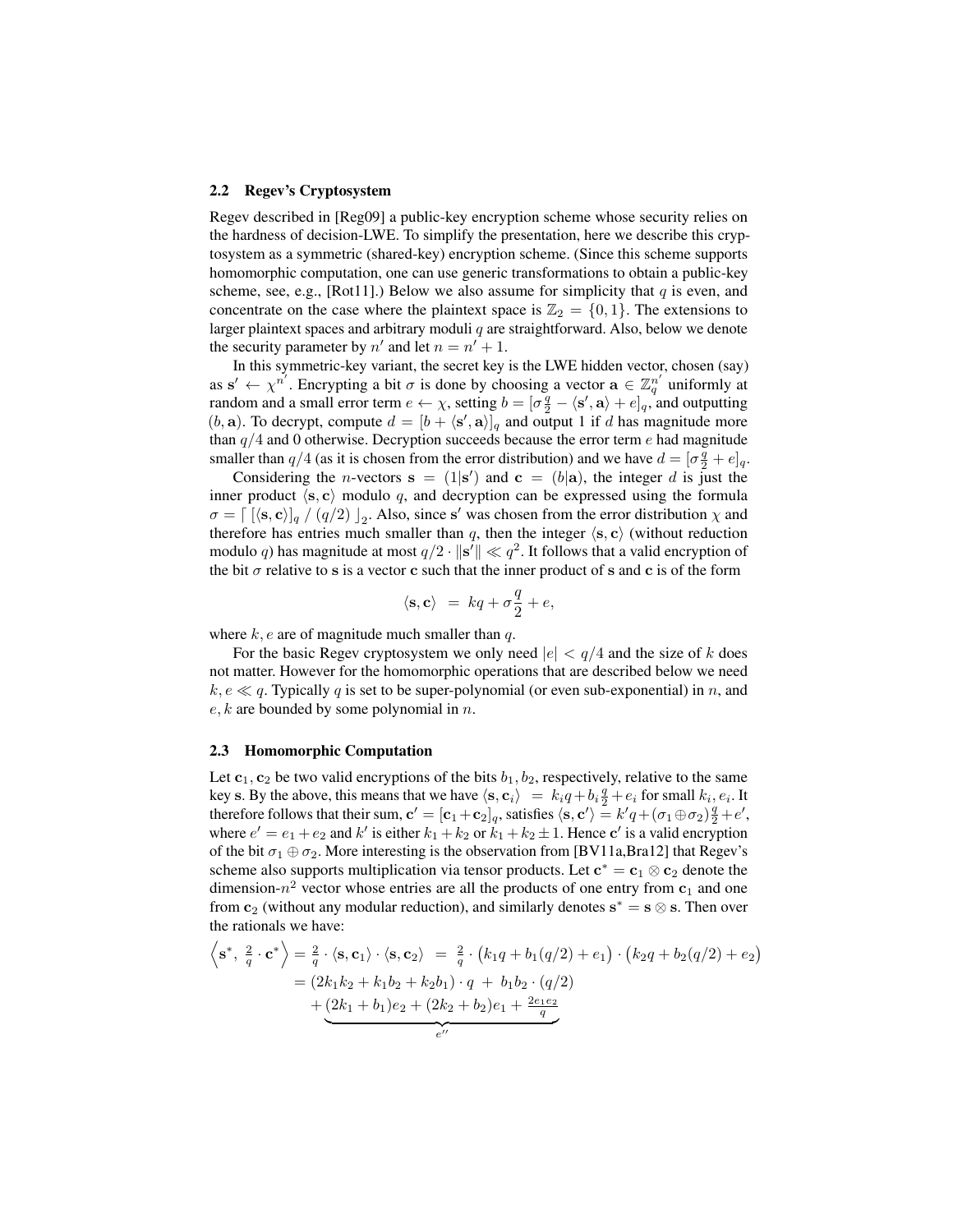### 2.2 Regev's Cryptosystem

Regev described in [Reg09] a public-key encryption scheme whose security relies on the hardness of decision-LWE. To simplify the presentation, here we describe this cryptosystem as a symmetric (shared-key) encryption scheme. (Since this scheme supports homomorphic computation, one can use generic transformations to obtain a public-key scheme, see, e.g., [Rot11].) Below we also assume for simplicity that $q$ is even, and concentrate on the case where the plaintext space is $\mathbb{Z}_2 = \{0, 1\}$. The extensions to larger plaintext spaces and arbitrary moduli $q$ are straightforward. Also, below we denote the security parameter by $n'$ and let $n = n' + 1$.

In this symmetric-key variant, the secret key is the LWE hidden vector, chosen (say) as $\mathbf{s}' \leftarrow \chi^{n'}$. Encrypting a bit $\sigma$ is done by choosing a vector $\mathbf{a} \in \mathbb{Z}_q^{n'}$ uniformly at random and a small error term $e \leftarrow \chi$, setting $b = [\sigma \frac{q}{2} - \langle \mathbf{s}', \mathbf{a} \rangle + e]_q$, and outputting $(b, \mathbf{a})$. To decrypt, compute $d = [b + \langle \mathbf{s}', \mathbf{a} \rangle]_q$ and output 1 if $d$ has magnitude more than $q/4$ and 0 otherwise. Decryption succeeds because the error term $e$ had magnitude smaller than $q/4$ (as it is chosen from the error distribution) and we have $d = [\sigma \frac{q}{2} + e]_q$.

Considering the $n$-vectors $\mathbf{s} = (1|\mathbf{s}')$ and $\mathbf{c} = (b|\mathbf{a})$, the integer $d$ is just the inner product $\langle \mathbf{s}, \mathbf{c} \rangle$ modulo $q$, and decryption can be expressed using the formula $\sigma = \lceil\, [\langle \mathbf{s}, \mathbf{c} \rangle]_q \,/\, (q/2)\, \rfloor_2$. Also, since $\mathbf{s}'$ was chosen from the error distribution $\chi$ and therefore has entries much smaller than $q$, then the integer $\langle \mathbf{s}, \mathbf{c} \rangle$ (without reduction modulo $q$) has magnitude at most $q/2 \cdot \|\mathbf{s}'\| \ll q^2$. It follows that a valid encryption of the bit $\sigma$ relative to $\mathbf{s}$ is a vector $\mathbf{c}$ such that the inner product of $\mathbf{s}$ and $\mathbf{c}$ is of the form

$$\langle \mathbf{s}, \mathbf{c} \rangle \;=\; kq + \sigma \frac{q}{2} + e,$$

where $k, e$ are of magnitude much smaller than $q$.

For the basic Regev cryptosystem we only need $|e| < q/4$ and the size of $k$ does not matter. However for the homomorphic operations that are described below we need $k, e \ll q$. Typically $q$ is set to be super-polynomial (or even sub-exponential) in $n$, and $e, k$ are bounded by some polynomial in $n$.

### 2.3 Homomorphic Computation

Let $\mathbf{c}_1, \mathbf{c}_2$ be two valid encryptions of the bits $b_1, b_2$, respectively, relative to the same key $\mathbf{s}$. By the above, this means that we have $\langle \mathbf{s}, \mathbf{c}_i \rangle \;=\; k_i q + b_i \frac{q}{2} + e_i$ for small $k_i, e_i$. It therefore follows that their sum, $\mathbf{c}' = [\mathbf{c}_1 + \mathbf{c}_2]_q$, satisfies $\langle \mathbf{s}, \mathbf{c}' \rangle = k'q + (\sigma_1 \oplus \sigma_2)\frac{q}{2} + e'$, where $e' = e_1 + e_2$ and $k'$ is either $k_1 + k_2$ or $k_1 + k_2 \pm 1$. Hence $\mathbf{c}'$ is a valid encryption of the bit $\sigma_1 \oplus \sigma_2$. More interesting is the observation from [BV11a,Bra12] that Regev's scheme also supports multiplication via tensor products. Let $\mathbf{c}^* = \mathbf{c}_1 \otimes \mathbf{c}_2$ denote the dimension-$n^2$ vector whose entries are all the products of one entry from $\mathbf{c}_1$ and one from $\mathbf{c}_2$ (without any modular reduction), and similarly denotes $\mathbf{s}^* = \mathbf{s} \otimes \mathbf{s}$. Then over the rationals we have:

$$\begin{aligned}
\left\langle \mathbf{s}^*,\ \tfrac{2}{q} \cdot \mathbf{c}^* \right\rangle &= \tfrac{2}{q} \cdot \langle \mathbf{s}, \mathbf{c}_1 \rangle \cdot \langle \mathbf{s}, \mathbf{c}_2 \rangle \;=\; \tfrac{2}{q} \cdot \big(k_1 q + b_1(q/2) + e_1\big) \cdot \big(k_2 q + b_2(q/2) + e_2\big) \\
&= (2k_1k_2 + k_1b_2 + k_2b_1) \cdot q \;+\; b_1b_2 \cdot (q/2) \\
&\quad + \underbrace{(2k_1 + b_1)e_2 + (2k_2 + b_2)e_1 + \tfrac{2e_1e_2}{q}}_{e''}
\end{aligned}$$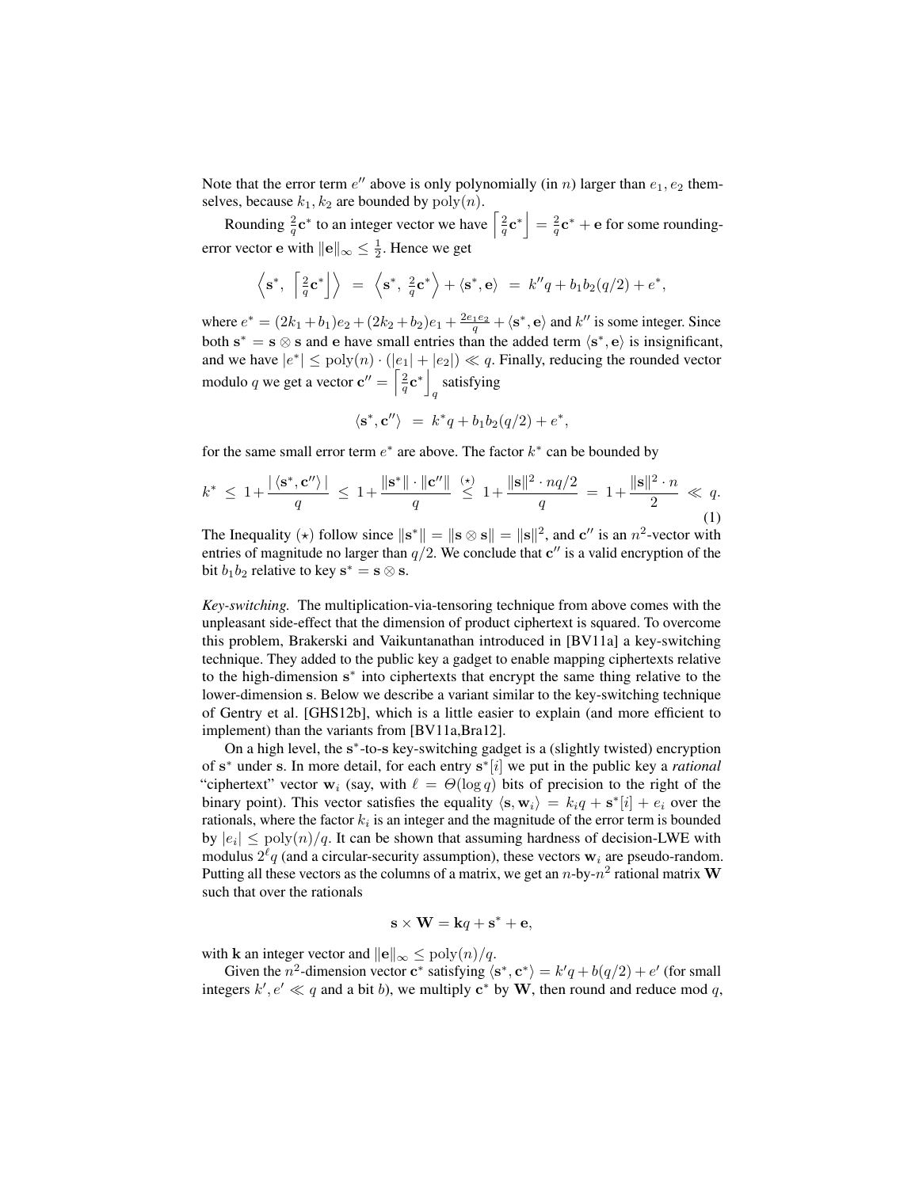Note that the error term $e''$ above is only polynomially (in $n$) larger than $e_1, e_2$ themselves, because $k_1, k_2$ are bounded by $\mathrm{poly}(n)$.

Rounding $\frac{2}{q}\mathbf{c}^*$ to an integer vector we have $\left\lceil \frac{2}{q}\mathbf{c}^* \right\rfloor = \frac{2}{q}\mathbf{c}^* + \mathbf{e}$ for some rounding-error vector $\mathbf{e}$ with $\|\mathbf{e}\|_\infty \le \frac{1}{2}$. Hence we get

$$\left\langle \mathbf{s}^*,\ \left\lceil \tfrac{2}{q}\mathbf{c}^* \right\rfloor \right\rangle \ = \ \left\langle \mathbf{s}^*,\ \tfrac{2}{q}\mathbf{c}^* \right\rangle + \langle \mathbf{s}^*, \mathbf{e} \rangle \ = \ k''q + b_1 b_2 (q/2) + e^*,$$

where $e^* = (2k_1 + b_1)e_2 + (2k_2 + b_2)e_1 + \frac{2e_1e_2}{q} + \langle \mathbf{s}^*, \mathbf{e} \rangle$ and $k''$ is some integer. Since both $\mathbf{s}^* = \mathbf{s} \otimes \mathbf{s}$ and $\mathbf{e}$ have small entries than the added term $\langle \mathbf{s}^*, \mathbf{e} \rangle$ is insignificant, and we have $|e^*| \le \mathrm{poly}(n) \cdot (|e_1| + |e_2|) \ll q$. Finally, reducing the rounded vector modulo $q$ we get a vector $\mathbf{c}'' = \left\lceil \frac{2}{q}\mathbf{c}^* \right\rfloor_q$ satisfying

$$\langle \mathbf{s}^*, \mathbf{c}'' \rangle \ = \ k^* q + b_1 b_2 (q/2) + e^*,$$

for the same small error term $e^*$ are above. The factor $k^*$ can be bounded by

$$k^* \ \le \ 1 + \frac{|\langle \mathbf{s}^*, \mathbf{c}'' \rangle|}{q} \ \le \ 1 + \frac{\|\mathbf{s}^*\| \cdot \|\mathbf{c}''\|}{q} \ \overset{(\star)}{\le} \ 1 + \frac{\|\mathbf{s}\|^2 \cdot nq/2}{q} \ = \ 1 + \frac{\|\mathbf{s}\|^2 \cdot n}{2} \ \ll \ q. \tag{1}$$

The Inequality $(\star)$ follow since $\|\mathbf{s}^*\| = \|\mathbf{s} \otimes \mathbf{s}\| = \|\mathbf{s}\|^2$, and $\mathbf{c}''$ is an $n^2$-vector with entries of magnitude no larger than $q/2$. We conclude that $\mathbf{c}''$ is a valid encryption of the bit $b_1 b_2$ relative to key $\mathbf{s}^* = \mathbf{s} \otimes \mathbf{s}$.

*Key-switching.* The multiplication-via-tensoring technique from above comes with the unpleasant side-effect that the dimension of product ciphertext is squared. To overcome this problem, Brakerski and Vaikuntanathan introduced in [BV11a] a key-switching technique. They added to the public key a gadget to enable mapping ciphertexts relative to the high-dimension $\mathbf{s}^*$ into ciphertexts that encrypt the same thing relative to the lower-dimension $\mathbf{s}$. Below we describe a variant similar to the key-switching technique of Gentry et al. [GHS12b], which is a little easier to explain (and more efficient to implement) than the variants from [BV11a,Bra12].

On a high level, the $\mathbf{s}^*$-to-$\mathbf{s}$ key-switching gadget is a (slightly twisted) encryption of $\mathbf{s}^*$ under $\mathbf{s}$. In more detail, for each entry $\mathbf{s}^*[i]$ we put in the public key a *rational* "ciphertext" vector $\mathbf{w}_i$ (say, with $\ell = \Theta(\log q)$ bits of precision to the right of the binary point). This vector satisfies the equality $\langle \mathbf{s}, \mathbf{w}_i \rangle = k_i q + \mathbf{s}^*[i] + e_i$ over the rationals, where the factor $k_i$ is an integer and the magnitude of the error term is bounded by $|e_i| \le \mathrm{poly}(n)/q$. It can be shown that assuming hardness of decision-LWE with modulus $2^\ell q$ (and a circular-security assumption), these vectors $\mathbf{w}_i$ are pseudo-random. Putting all these vectors as the columns of a matrix, we get an $n$-by-$n^2$ rational matrix $\mathbf{W}$ such that over the rationals

$$\mathbf{s} \times \mathbf{W} = \mathbf{k}q + \mathbf{s}^* + \mathbf{e},$$

with $\mathbf{k}$ an integer vector and $\|\mathbf{e}\|_\infty \le \mathrm{poly}(n)/q$.

Given the $n^2$-dimension vector $\mathbf{c}^*$ satisfying $\langle \mathbf{s}^*, \mathbf{c}^* \rangle = k'q + b(q/2) + e'$ (for small integers $k', e' \ll q$ and a bit $b$), we multiply $\mathbf{c}^*$ by $\mathbf{W}$, then round and reduce mod $q$,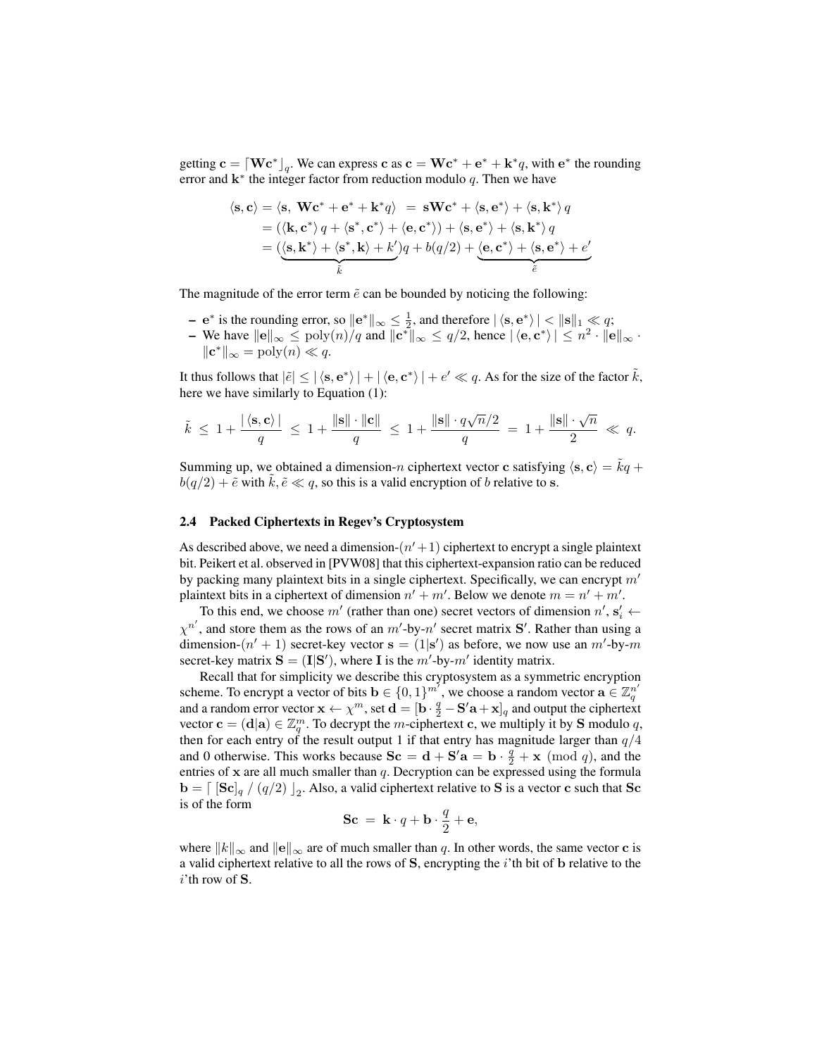getting $\mathbf{c} = \lceil \mathbf{W}\mathbf{c}^* \rfloor_q$. We can express $\mathbf{c}$ as $\mathbf{c} = \mathbf{W}\mathbf{c}^* + \mathbf{e}^* + \mathbf{k}^* q$, with $\mathbf{e}^*$ the rounding error and $\mathbf{k}^*$ the integer factor from reduction modulo $q$. Then we have

$$\begin{aligned}
\langle \mathbf{s}, \mathbf{c} \rangle &= \langle \mathbf{s},\ \mathbf{W}\mathbf{c}^* + \mathbf{e}^* + \mathbf{k}^* q \rangle \ = \ \mathbf{s}\mathbf{W}\mathbf{c}^* + \langle \mathbf{s}, \mathbf{e}^* \rangle + \langle \mathbf{s}, \mathbf{k}^* \rangle q \\
&= (\langle \mathbf{k}, \mathbf{c}^* \rangle q + \langle \mathbf{s}^*, \mathbf{c}^* \rangle + \langle \mathbf{e}, \mathbf{c}^* \rangle) + \langle \mathbf{s}, \mathbf{e}^* \rangle + \langle \mathbf{s}, \mathbf{k}^* \rangle q \\
&= (\underbrace{\langle \mathbf{s}, \mathbf{k}^* \rangle + \langle \mathbf{s}^*, \mathbf{k} \rangle + k'}_{\tilde{k}})q + b(q/2) + \underbrace{\langle \mathbf{e}, \mathbf{c}^* \rangle + \langle \mathbf{s}, \mathbf{e}^* \rangle + e'}_{\tilde{e}}
\end{aligned}$$

The magnitude of the error term $\tilde{e}$ can be bounded by noticing the following:

- $\mathbf{e}^*$ is the rounding error, so $\|\mathbf{e}^*\|_\infty \leq \frac{1}{2}$, and therefore $|\langle \mathbf{s}, \mathbf{e}^* \rangle| < \|\mathbf{s}\|_1 \ll q$;
- We have $\|\mathbf{e}\|_\infty \leq \mathrm{poly}(n)/q$ and $\|\mathbf{c}^*\|_\infty \leq q/2$, hence $|\langle \mathbf{e}, \mathbf{c}^* \rangle| \leq n^2 \cdot \|\mathbf{e}\|_\infty \cdot \|\mathbf{c}^*\|_\infty = \mathrm{poly}(n) \ll q$.

It thus follows that $|\tilde{e}| \leq |\langle \mathbf{s}, \mathbf{e}^* \rangle| + |\langle \mathbf{e}, \mathbf{c}^* \rangle| + e' \ll q$. As for the size of the factor $\tilde{k}$, here we have similarly to Equation (1):

$$\tilde{k} \ \leq \ 1 + \frac{|\langle \mathbf{s}, \mathbf{c} \rangle|}{q} \ \leq \ 1 + \frac{\|\mathbf{s}\| \cdot \|\mathbf{c}\|}{q} \ \leq \ 1 + \frac{\|\mathbf{s}\| \cdot q\sqrt{n}/2}{q} \ = \ 1 + \frac{\|\mathbf{s}\| \cdot \sqrt{n}}{2} \ \ll \ q.$$

Summing up, we obtained a dimension-$n$ ciphertext vector $\mathbf{c}$ satisfying $\langle \mathbf{s}, \mathbf{c} \rangle = \tilde{k}q + b(q/2) + \tilde{e}$ with $\tilde{k}, \tilde{e} \ll q$, so this is a valid encryption of $b$ relative to $\mathbf{s}$.

### 2.4 Packed Ciphertexts in Regev's Cryptosystem

As described above, we need a dimension-$(n'+1)$ ciphertext to encrypt a single plaintext bit. Peikert et al. observed in [PVW08] that this ciphertext-expansion ratio can be reduced by packing many plaintext bits in a single ciphertext. Specifically, we can encrypt $m'$ plaintext bits in a ciphertext of dimension $n' + m'$. Below we denote $m = n' + m'$.

To this end, we choose $m'$ (rather than one) secret vectors of dimension $n'$, $\mathbf{s}'_i \leftarrow \chi^{n'}$, and store them as the rows of an $m'$-by-$n'$ secret matrix $\mathbf{S}'$. Rather than using a dimension-$(n'+1)$ secret-key vector $\mathbf{s} = (1|\mathbf{s}')$ as before, we now use an $m'$-by-$m$ secret-key matrix $\mathbf{S} = (\mathbf{I}|\mathbf{S}')$, where $\mathbf{I}$ is the $m'$-by-$m'$ identity matrix.

Recall that for simplicity we describe this cryptosystem as a symmetric encryption scheme. To encrypt a vector of bits $\mathbf{b} \in \{0,1\}^{m'}$, we choose a random vector $\mathbf{a} \in \mathbb{Z}_q^{n'}$ and a random error vector $\mathbf{x} \leftarrow \chi^m$, set $\mathbf{d} = [\mathbf{b} \cdot \frac{q}{2} - \mathbf{S}'\mathbf{a} + \mathbf{x}]_q$ and output the ciphertext vector $\mathbf{c} = (\mathbf{d}|\mathbf{a}) \in \mathbb{Z}_q^m$. To decrypt the $m$-ciphertext $\mathbf{c}$, we multiply it by $\mathbf{S}$ modulo $q$, then for each entry of the result output 1 if that entry has magnitude larger than $q/4$ and 0 otherwise. This works because $\mathbf{S}\mathbf{c} = \mathbf{d} + \mathbf{S}'\mathbf{a} = \mathbf{b} \cdot \frac{q}{2} + \mathbf{x} \pmod q$, and the entries of $\mathbf{x}$ are all much smaller than $q$. Decryption can be expressed using the formula $\mathbf{b} = \lceil\, [\mathbf{S}\mathbf{c}]_q \,/\, (q/2) \,\rfloor_2$. Also, a valid ciphertext relative to $\mathbf{S}$ is a vector $\mathbf{c}$ such that $\mathbf{S}\mathbf{c}$ is of the form

$$\mathbf{S}\mathbf{c} \ = \ \mathbf{k} \cdot q + \mathbf{b} \cdot \frac{q}{2} + \mathbf{e},$$

where $\|k\|_\infty$ and $\|\mathbf{e}\|_\infty$ are of much smaller than $q$. In other words, the same vector $\mathbf{c}$ is a valid ciphertext relative to all the rows of $\mathbf{S}$, encrypting the $i$'th bit of $\mathbf{b}$ relative to the $i$'th row of $\mathbf{S}$.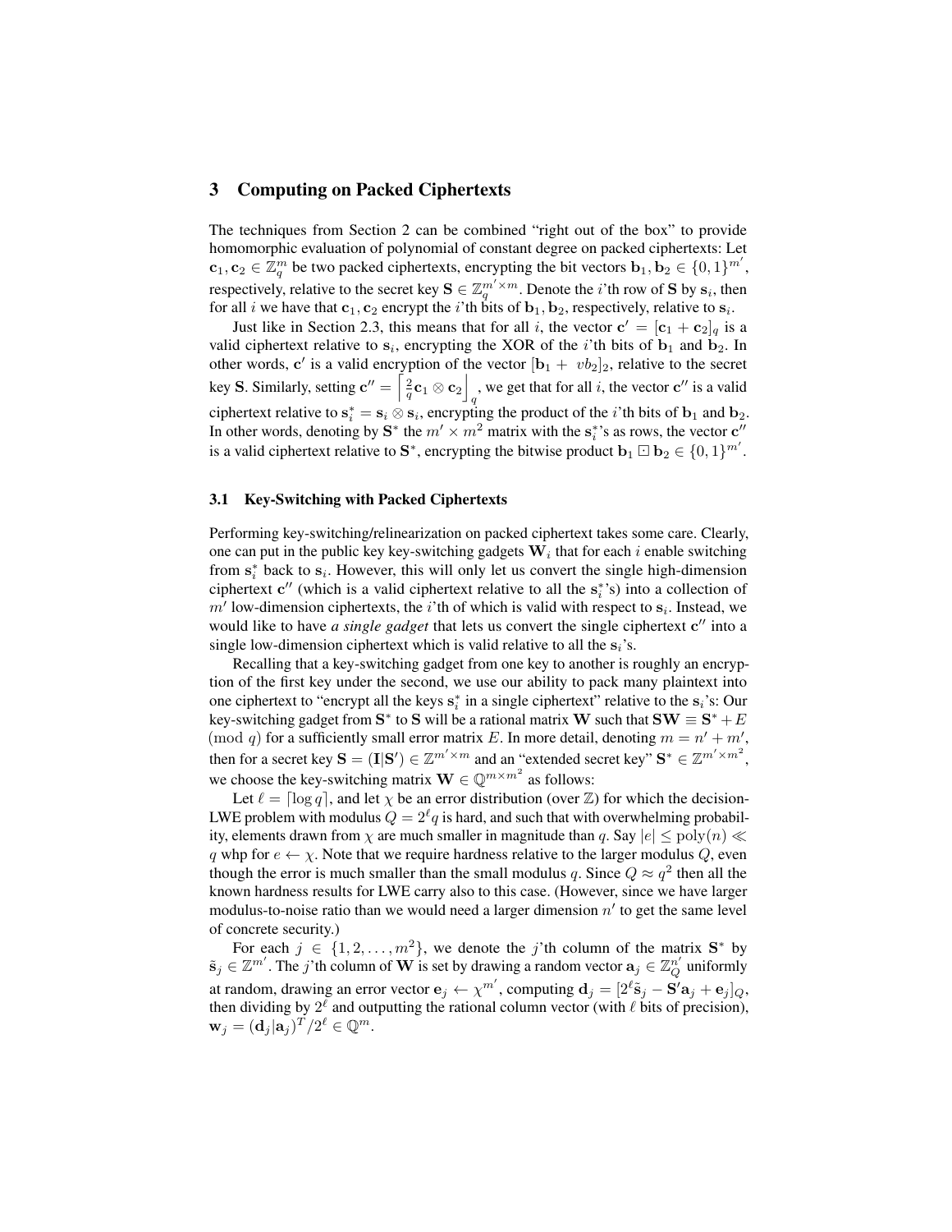## 3 Computing on Packed Ciphertexts

The techniques from Section 2 can be combined "right out of the box" to provide homomorphic evaluation of polynomial of constant degree on packed ciphertexts: Let $\mathbf{c}_1, \mathbf{c}_2 \in \mathbb{Z}_q^m$ be two packed ciphertexts, encrypting the bit vectors $\mathbf{b}_1, \mathbf{b}_2 \in \{0,1\}^{m'}$, respectively, relative to the secret key $\mathbf{S} \in \mathbb{Z}_q^{m' \times m}$. Denote the $i$'th row of $\mathbf{S}$ by $\mathbf{s}_i$, then for all $i$ we have that $\mathbf{c}_1, \mathbf{c}_2$ encrypt the $i$'th bits of $\mathbf{b}_1, \mathbf{b}_2$, respectively, relative to $\mathbf{s}_i$.

Just like in Section 2.3, this means that for all $i$, the vector $\mathbf{c}' = [\mathbf{c}_1 + \mathbf{c}_2]_q$ is a valid ciphertext relative to $\mathbf{s}_i$, encrypting the XOR of the $i$'th bits of $\mathbf{b}_1$ and $\mathbf{b}_2$. In other words, $\mathbf{c}'$ is a valid encryption of the vector $[\mathbf{b}_1 + \ vb_2]_2$, relative to the secret key $\mathbf{S}$. Similarly, setting $\mathbf{c}'' = \left\lceil \frac{2}{q}\mathbf{c}_1 \otimes \mathbf{c}_2 \right\rfloor_q$, we get that for all $i$, the vector $\mathbf{c}''$ is a valid ciphertext relative to $\mathbf{s}_i^* = \mathbf{s}_i \otimes \mathbf{s}_i$, encrypting the product of the $i$'th bits of $\mathbf{b}_1$ and $\mathbf{b}_2$. In other words, denoting by $\mathbf{S}^*$ the $m' \times m^2$ matrix with the $\mathbf{s}_i^*$'s as rows, the vector $\mathbf{c}''$ is a valid ciphertext relative to $\mathbf{S}^*$, encrypting the bitwise product $\mathbf{b}_1 \boxdot \mathbf{b}_2 \in \{0,1\}^{m'}$.

### 3.1 Key-Switching with Packed Ciphertexts

Performing key-switching/relinearization on packed ciphertext takes some care. Clearly, one can put in the public key key-switching gadgets $\mathbf{W}_i$ that for each $i$ enable switching from $\mathbf{s}_i^*$ back to $\mathbf{s}_i$. However, this will only let us convert the single high-dimension ciphertext $\mathbf{c}''$ (which is a valid ciphertext relative to all the $\mathbf{s}_i^*$'s) into a collection of $m'$ low-dimension ciphertexts, the $i$'th of which is valid with respect to $\mathbf{s}_i$. Instead, we would like to have *a single gadget* that lets us convert the single ciphertext $\mathbf{c}''$ into a single low-dimension ciphertext which is valid relative to all the $\mathbf{s}_i$'s.

Recalling that a key-switching gadget from one key to another is roughly an encryption of the first key under the second, we use our ability to pack many plaintext into one ciphertext to "encrypt all the keys $\mathbf{s}_i^*$ in a single ciphertext" relative to the $\mathbf{s}_i$'s: Our key-switching gadget from $\mathbf{S}^*$ to $\mathbf{S}$ will be a rational matrix $\mathbf{W}$ such that $\mathbf{SW} \equiv \mathbf{S}^* + E \pmod q$ for a sufficiently small error matrix $E$. In more detail, denoting $m = n' + m'$, then for a secret key $\mathbf{S} = (\mathbf{I}|\mathbf{S}') \in \mathbb{Z}^{m' \times m}$ and an "extended secret key" $\mathbf{S}^* \in \mathbb{Z}^{m' \times m^2}$, we choose the key-switching matrix $\mathbf{W} \in \mathbb{Q}^{m \times m^2}$ as follows:

Let $\ell = \lceil \log q \rceil$, and let $\chi$ be an error distribution (over $\mathbb{Z}$) for which the decision-LWE problem with modulus $Q = 2^\ell q$ is hard, and such that with overwhelming probability, elements drawn from $\chi$ are much smaller in magnitude than $q$. Say $|e| \le \mathrm{poly}(n) \ll q$ whp for $e \leftarrow \chi$. Note that we require hardness relative to the larger modulus $Q$, even though the error is much smaller than the small modulus $q$. Since $Q \approx q^2$ then all the known hardness results for LWE carry also to this case. (However, since we have larger modulus-to-noise ratio than we would need a larger dimension $n'$ to get the same level of concrete security.)

For each $j \in \{1, 2, \ldots, m^2\}$, we denote the $j$'th column of the matrix $\mathbf{S}^*$ by $\tilde{\mathbf{s}}_j \in \mathbb{Z}^{m'}$. The $j$'th column of $\mathbf{W}$ is set by drawing a random vector $\mathbf{a}_j \in \mathbb{Z}_Q^{n'}$ uniformly at random, drawing an error vector $\mathbf{e}_j \leftarrow \chi^{m'}$, computing $\mathbf{d}_j = [2^\ell \tilde{\mathbf{s}}_j - \mathbf{S}'\mathbf{a}_j + \mathbf{e}_j]_Q$, then dividing by $2^\ell$ and outputting the rational column vector (with $\ell$ bits of precision), $\mathbf{w}_j = (\mathbf{d}_j|\mathbf{a}_j)^T/2^\ell \in \mathbb{Q}^m$.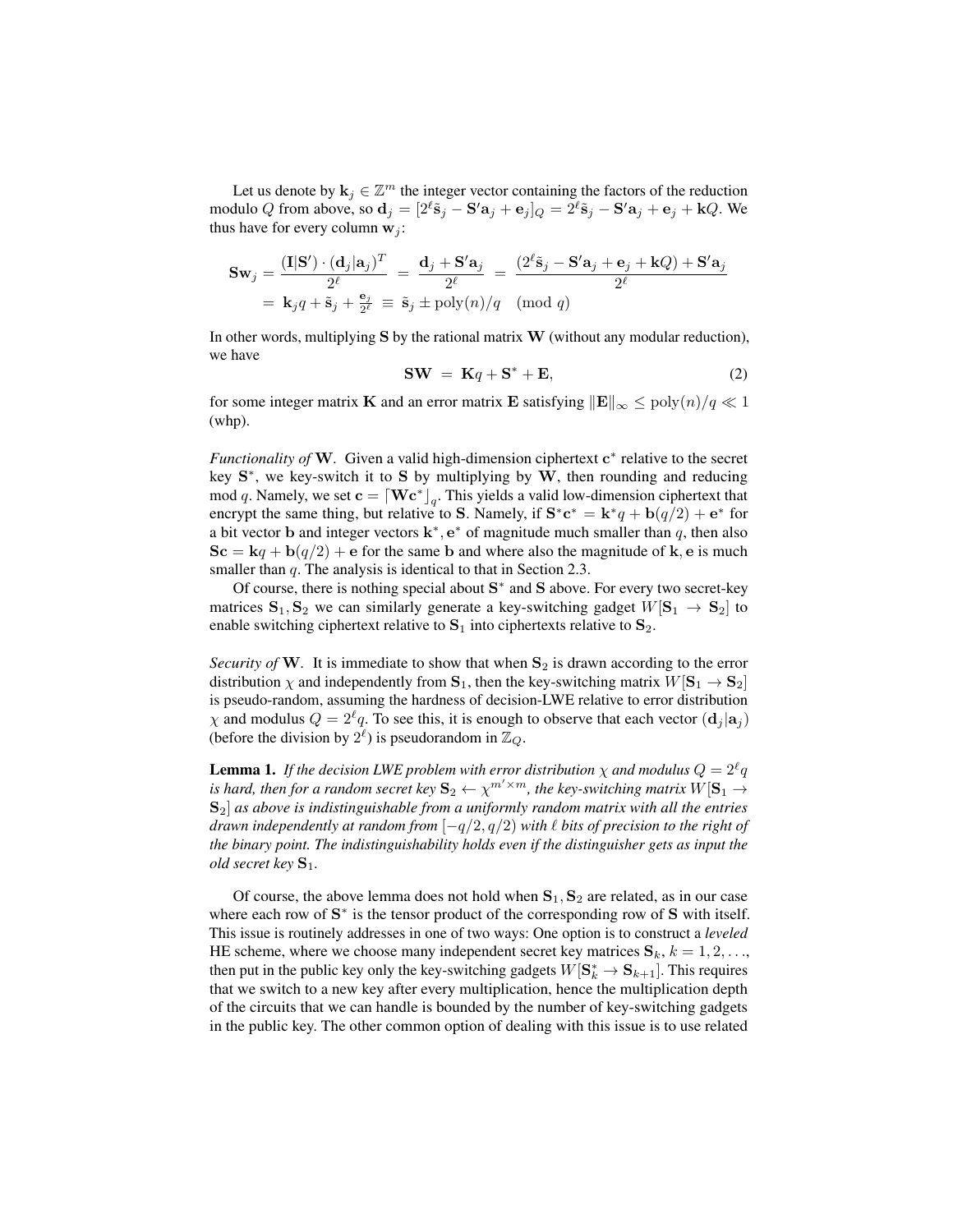Let us denote by $\mathbf{k}_j \in \mathbb{Z}^m$ the integer vector containing the factors of the reduction modulo $Q$ from above, so $\mathbf{d}_j = [2^\ell \tilde{\mathbf{s}}_j - \mathbf{S}'\mathbf{a}_j + \mathbf{e}_j]_Q = 2^\ell \tilde{\mathbf{s}}_j - \mathbf{S}'\mathbf{a}_j + \mathbf{e}_j + \mathbf{k}Q$. We thus have for every column $\mathbf{w}_j$:

$$\mathbf{S}\mathbf{w}_j = \frac{(\mathbf{I}|\mathbf{S}') \cdot (\mathbf{d}_j|\mathbf{a}_j)^T}{2^\ell} = \frac{\mathbf{d}_j + \mathbf{S}'\mathbf{a}_j}{2^\ell} = \frac{(2^\ell \tilde{\mathbf{s}}_j - \mathbf{S}'\mathbf{a}_j + \mathbf{e}_j + \mathbf{k}Q) + \mathbf{S}'\mathbf{a}_j}{2^\ell}$$
$$= \mathbf{k}_j q + \tilde{\mathbf{s}}_j + \tfrac{\mathbf{e}_j}{2^\ell} \equiv \tilde{\mathbf{s}}_j \pm \mathrm{poly}(n)/q \pmod{q}$$

In other words, multiplying $\mathbf{S}$ by the rational matrix $\mathbf{W}$ (without any modular reduction), we have

$$\mathbf{S}\mathbf{W} = \mathbf{K}q + \mathbf{S}^* + \mathbf{E}, \tag{2}$$

for some integer matrix $\mathbf{K}$ and an error matrix $\mathbf{E}$ satisfying $\|\mathbf{E}\|_\infty \leq \mathrm{poly}(n)/q \ll 1$ (whp).

*Functionality of* $\mathbf{W}$. Given a valid high-dimension ciphertext $\mathbf{c}^*$ relative to the secret key $\mathbf{S}^*$, we key-switch it to $\mathbf{S}$ by multiplying by $\mathbf{W}$, then rounding and reducing mod $q$. Namely, we set $\mathbf{c} = \lceil \mathbf{W}\mathbf{c}^* \rfloor_q$. This yields a valid low-dimension ciphertext that encrypt the same thing, but relative to $\mathbf{S}$. Namely, if $\mathbf{S}^*\mathbf{c}^* = \mathbf{k}^* q + \mathbf{b}(q/2) + \mathbf{e}^*$ for a bit vector $\mathbf{b}$ and integer vectors $\mathbf{k}^*, \mathbf{e}^*$ of magnitude much smaller than $q$, then also $\mathbf{S}\mathbf{c} = \mathbf{k}q + \mathbf{b}(q/2) + \mathbf{e}$ for the same $\mathbf{b}$ and where also the magnitude of $\mathbf{k}, \mathbf{e}$ is much smaller than $q$. The analysis is identical to that in Section 2.3.

Of course, there is nothing special about $\mathbf{S}^*$ and $\mathbf{S}$ above. For every two secret-key matrices $\mathbf{S}_1, \mathbf{S}_2$ we can similarly generate a key-switching gadget $W[\mathbf{S}_1 \to \mathbf{S}_2]$ to enable switching ciphertext relative to $\mathbf{S}_1$ into ciphertexts relative to $\mathbf{S}_2$.

*Security of* $\mathbf{W}$. It is immediate to show that when $\mathbf{S}_2$ is drawn according to the error distribution $\chi$ and independently from $\mathbf{S}_1$, then the key-switching matrix $W[\mathbf{S}_1 \to \mathbf{S}_2]$ is pseudo-random, assuming the hardness of decision-LWE relative to error distribution $\chi$ and modulus $Q = 2^\ell q$. To see this, it is enough to observe that each vector $(\mathbf{d}_j|\mathbf{a}_j)$ (before the division by $2^\ell$) is pseudorandom in $\mathbb{Z}_Q$.

**Lemma 1.** *If the decision LWE problem with error distribution $\chi$ and modulus $Q = 2^\ell q$ is hard, then for a random secret key $\mathbf{S}_2 \leftarrow \chi^{m' \times m}$, the key-switching matrix $W[\mathbf{S}_1 \to \mathbf{S}_2]$ as above is indistinguishable from a uniformly random matrix with all the entries drawn independently at random from $[-q/2, q/2)$ with $\ell$ bits of precision to the right of the binary point. The indistinguishability holds even if the distinguisher gets as input the old secret key $\mathbf{S}_1$.*

Of course, the above lemma does not hold when $\mathbf{S}_1, \mathbf{S}_2$ are related, as in our case where each row of $\mathbf{S}^*$ is the tensor product of the corresponding row of $\mathbf{S}$ with itself. This issue is routinely addresses in one of two ways: One option is to construct a *leveled* HE scheme, where we choose many independent secret key matrices $\mathbf{S}_k$, $k = 1, 2, \ldots$, then put in the public key only the key-switching gadgets $W[\mathbf{S}_k^* \to \mathbf{S}_{k+1}]$. This requires that we switch to a new key after every multiplication, hence the multiplication depth of the circuits that we can handle is bounded by the number of key-switching gadgets in the public key. The other common option of dealing with this issue is to use related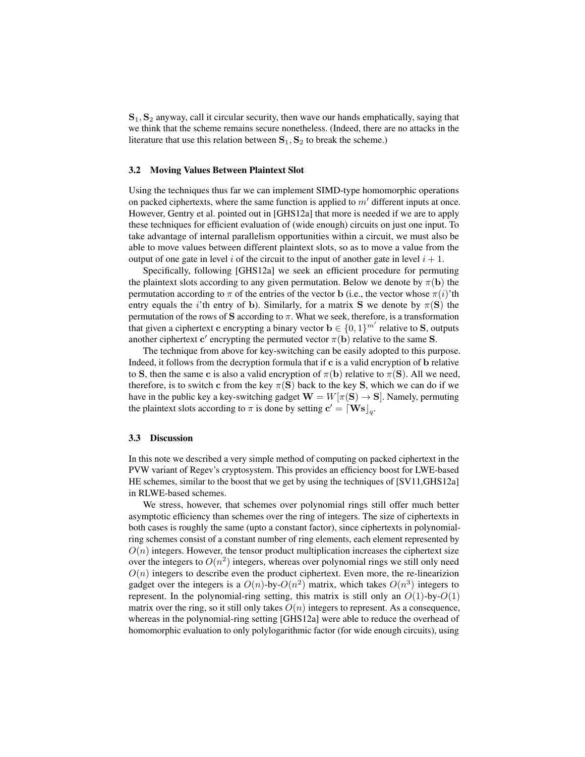$\mathbf{S}_1, \mathbf{S}_2$ anyway, call it circular security, then wave our hands emphatically, saying that we think that the scheme remains secure nonetheless. (Indeed, there are no attacks in the literature that use this relation between $\mathbf{S}_1, \mathbf{S}_2$ to break the scheme.)

### 3.2 Moving Values Between Plaintext Slot

Using the techniques thus far we can implement SIMD-type homomorphic operations on packed ciphertexts, where the same function is applied to $m'$ different inputs at once. However, Gentry et al. pointed out in [GHS12a] that more is needed if we are to apply these techniques for efficient evaluation of (wide enough) circuits on just one input. To take advantage of internal parallelism opportunities within a circuit, we must also be able to move values between different plaintext slots, so as to move a value from the output of one gate in level $i$ of the circuit to the input of another gate in level $i + 1$.

Specifically, following [GHS12a] we seek an efficient procedure for permuting the plaintext slots according to any given permutation. Below we denote by $\pi(\mathbf{b})$ the permutation according to $\pi$ of the entries of the vector $\mathbf{b}$ (i.e., the vector whose $\pi(i)$'th entry equals the $i$'th entry of $\mathbf{b}$). Similarly, for a matrix $\mathbf{S}$ we denote by $\pi(\mathbf{S})$ the permutation of the rows of $\mathbf{S}$ according to $\pi$. What we seek, therefore, is a transformation that given a ciphertext $\mathbf{c}$ encrypting a binary vector $\mathbf{b} \in \{0,1\}^{m'}$ relative to $\mathbf{S}$, outputs another ciphertext $\mathbf{c}'$ encrypting the permuted vector $\pi(\mathbf{b})$ relative to the same $\mathbf{S}$.

The technique from above for key-switching can be easily adopted to this purpose. Indeed, it follows from the decryption formula that if $\mathbf{c}$ is a valid encryption of $\mathbf{b}$ relative to $\mathbf{S}$, then the same $\mathbf{c}$ is also a valid encryption of $\pi(\mathbf{b})$ relative to $\pi(\mathbf{S})$. All we need, therefore, is to switch $\mathbf{c}$ from the key $\pi(\mathbf{S})$ back to the key $\mathbf{S}$, which we can do if we have in the public key a key-switching gadget $\mathbf{W} = W[\pi(\mathbf{S}) \to \mathbf{S}]$. Namely, permuting the plaintext slots according to $\pi$ is done by setting $\mathbf{c}' = \lceil \mathbf{W}\mathbf{s} \rfloor_q$.

### 3.3 Discussion

In this note we described a very simple method of computing on packed ciphertext in the PVW variant of Regev's cryptosystem. This provides an efficiency boost for LWE-based HE schemes, similar to the boost that we get by using the techniques of [SV11,GHS12a] in RLWE-based schemes.

We stress, however, that schemes over polynomial rings still offer much better asymptotic efficiency than schemes over the ring of integers. The size of ciphertexts in both cases is roughly the same (upto a constant factor), since ciphertexts in polynomial-ring schemes consist of a constant number of ring elements, each element represented by $O(n)$ integers. However, the tensor product multiplication increases the ciphertext size over the integers to $O(n^2)$ integers, whereas over polynomial rings we still only need $O(n)$ integers to describe even the product ciphertext. Even more, the re-linearizion gadget over the integers is a $O(n)$-by-$O(n^2)$ matrix, which takes $O(n^3)$ integers to represent. In the polynomial-ring setting, this matrix is still only an $O(1)$-by-$O(1)$ matrix over the ring, so it still only takes $O(n)$ integers to represent. As a consequence, whereas in the polynomial-ring setting [GHS12a] were able to reduce the overhead of homomorphic evaluation to only polylogarithmic factor (for wide enough circuits), using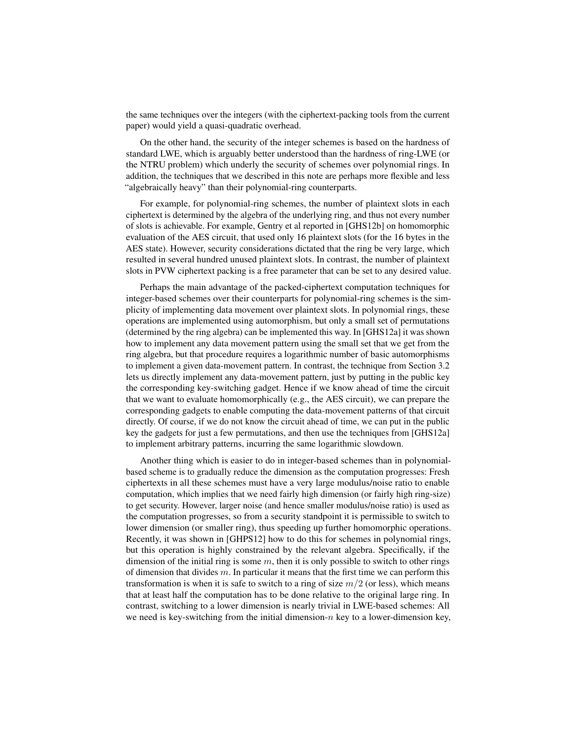the same techniques over the integers (with the ciphertext-packing tools from the current paper) would yield a quasi-quadratic overhead.

On the other hand, the security of the integer schemes is based on the hardness of standard LWE, which is arguably better understood than the hardness of ring-LWE (or the NTRU problem) which underly the security of schemes over polynomial rings. In addition, the techniques that we described in this note are perhaps more flexible and less "algebraically heavy" than their polynomial-ring counterparts.

For example, for polynomial-ring schemes, the number of plaintext slots in each ciphertext is determined by the algebra of the underlying ring, and thus not every number of slots is achievable. For example, Gentry et al reported in [GHS12b] on homomorphic evaluation of the AES circuit, that used only 16 plaintext slots (for the 16 bytes in the AES state). However, security considerations dictated that the ring be very large, which resulted in several hundred unused plaintext slots. In contrast, the number of plaintext slots in PVW ciphertext packing is a free parameter that can be set to any desired value.

Perhaps the main advantage of the packed-ciphertext computation techniques for integer-based schemes over their counterparts for polynomial-ring schemes is the simplicity of implementing data movement over plaintext slots. In polynomial rings, these operations are implemented using automorphism, but only a small set of permutations (determined by the ring algebra) can be implemented this way. In [GHS12a] it was shown how to implement any data movement pattern using the small set that we get from the ring algebra, but that procedure requires a logarithmic number of basic automorphisms to implement a given data-movement pattern. In contrast, the technique from Section 3.2 lets us directly implement any data-movement pattern, just by putting in the public key the corresponding key-switching gadget. Hence if we know ahead of time the circuit that we want to evaluate homomorphically (e.g., the AES circuit), we can prepare the corresponding gadgets to enable computing the data-movement patterns of that circuit directly. Of course, if we do not know the circuit ahead of time, we can put in the public key the gadgets for just a few permutations, and then use the techniques from [GHS12a] to implement arbitrary patterns, incurring the same logarithmic slowdown.

Another thing which is easier to do in integer-based schemes than in polynomial-based scheme is to gradually reduce the dimension as the computation progresses: Fresh ciphertexts in all these schemes must have a very large modulus/noise ratio to enable computation, which implies that we need fairly high dimension (or fairly high ring-size) to get security. However, larger noise (and hence smaller modulus/noise ratio) is used as the computation progresses, so from a security standpoint it is permissible to switch to lower dimension (or smaller ring), thus speeding up further homomorphic operations. Recently, it was shown in [GHPS12] how to do this for schemes in polynomial rings, but this operation is highly constrained by the relevant algebra. Specifically, if the dimension of the initial ring is some $m$, then it is only possible to switch to other rings of dimension that divides $m$. In particular it means that the first time we can perform this transformation is when it is safe to switch to a ring of size $m/2$ (or less), which means that at least half the computation has to be done relative to the original large ring. In contrast, switching to a lower dimension is nearly trivial in LWE-based schemes: All we need is key-switching from the initial dimension-$n$ key to a lower-dimension key,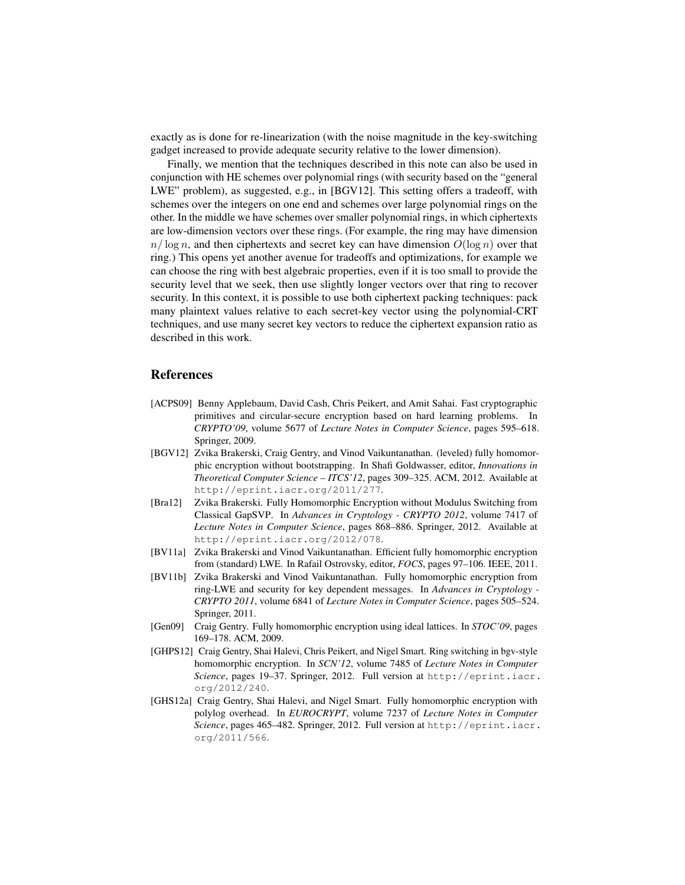exactly as is done for re-linearization (with the noise magnitude in the key-switching gadget increased to provide adequate security relative to the lower dimension).

Finally, we mention that the techniques described in this note can also be used in conjunction with HE schemes over polynomial rings (with security based on the "general LWE" problem), as suggested, e.g., in [BGV12]. This setting offers a tradeoff, with schemes over the integers on one end and schemes over large polynomial rings on the other. In the middle we have schemes over smaller polynomial rings, in which ciphertexts are low-dimension vectors over these rings. (For example, the ring may have dimension $n/\log n$, and then ciphertexts and secret key can have dimension $O(\log n)$ over that ring.) This opens yet another avenue for tradeoffs and optimizations, for example we can choose the ring with best algebraic properties, even if it is too small to provide the security level that we seek, then use slightly longer vectors over that ring to recover security. In this context, it is possible to use both ciphertext packing techniques: pack many plaintext values relative to each secret-key vector using the polynomial-CRT techniques, and use many secret key vectors to reduce the ciphertext expansion ratio as described in this work.

## References

- [ACPS09] Benny Applebaum, David Cash, Chris Peikert, and Amit Sahai. Fast cryptographic primitives and circular-secure encryption based on hard learning problems. In *CRYPTO'09*, volume 5677 of *Lecture Notes in Computer Science*, pages 595–618. Springer, 2009.
- [BGV12] Zvika Brakerski, Craig Gentry, and Vinod Vaikuntanathan. (leveled) fully homomorphic encryption without bootstrapping. In Shafi Goldwasser, editor, *Innovations in Theoretical Computer Science – ITCS'12*, pages 309–325. ACM, 2012. Available at `http://eprint.iacr.org/2011/277`.
- [Bra12] Zvika Brakerski. Fully Homomorphic Encryption without Modulus Switching from Classical GapSVP. In *Advances in Cryptology - CRYPTO 2012*, volume 7417 of *Lecture Notes in Computer Science*, pages 868–886. Springer, 2012. Available at `http://eprint.iacr.org/2012/078`.
- [BV11a] Zvika Brakerski and Vinod Vaikuntanathan. Efficient fully homomorphic encryption from (standard) LWE. In Rafail Ostrovsky, editor, *FOCS*, pages 97–106. IEEE, 2011.
- [BV11b] Zvika Brakerski and Vinod Vaikuntanathan. Fully homomorphic encryption from ring-LWE and security for key dependent messages. In *Advances in Cryptology - CRYPTO 2011*, volume 6841 of *Lecture Notes in Computer Science*, pages 505–524. Springer, 2011.
- [Gen09] Craig Gentry. Fully homomorphic encryption using ideal lattices. In *STOC'09*, pages 169–178. ACM, 2009.
- [GHPS12] Craig Gentry, Shai Halevi, Chris Peikert, and Nigel Smart. Ring switching in bgv-style homomorphic encryption. In *SCN'12*, volume 7485 of *Lecture Notes in Computer Science*, pages 19–37. Springer, 2012. Full version at `http://eprint.iacr.org/2012/240`.
- [GHS12a] Craig Gentry, Shai Halevi, and Nigel Smart. Fully homomorphic encryption with polylog overhead. In *EUROCRYPT*, volume 7237 of *Lecture Notes in Computer Science*, pages 465–482. Springer, 2012. Full version at `http://eprint.iacr.org/2011/566`.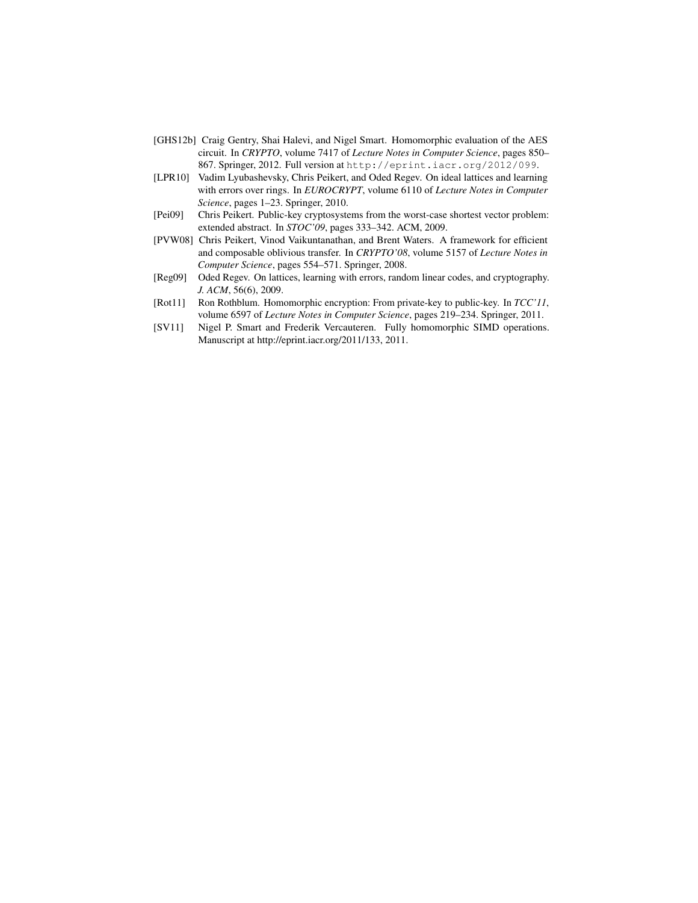[GHS12b] Craig Gentry, Shai Halevi, and Nigel Smart. Homomorphic evaluation of the AES circuit. In *CRYPTO*, volume 7417 of *Lecture Notes in Computer Science*, pages 850–867. Springer, 2012. Full version at `http://eprint.iacr.org/2012/099`.

[LPR10] Vadim Lyubashevsky, Chris Peikert, and Oded Regev. On ideal lattices and learning with errors over rings. In *EUROCRYPT*, volume 6110 of *Lecture Notes in Computer Science*, pages 1–23. Springer, 2010.

[Pei09] Chris Peikert. Public-key cryptosystems from the worst-case shortest vector problem: extended abstract. In *STOC'09*, pages 333–342. ACM, 2009.

[PVW08] Chris Peikert, Vinod Vaikuntanathan, and Brent Waters. A framework for efficient and composable oblivious transfer. In *CRYPTO'08*, volume 5157 of *Lecture Notes in Computer Science*, pages 554–571. Springer, 2008.

[Reg09] Oded Regev. On lattices, learning with errors, random linear codes, and cryptography. *J. ACM*, 56(6), 2009.

[Rot11] Ron Rothblum. Homomorphic encryption: From private-key to public-key. In *TCC'11*, volume 6597 of *Lecture Notes in Computer Science*, pages 219–234. Springer, 2011.

[SV11] Nigel P. Smart and Frederik Vercauteren. Fully homomorphic SIMD operations. Manuscript at http://eprint.iacr.org/2011/133, 2011.